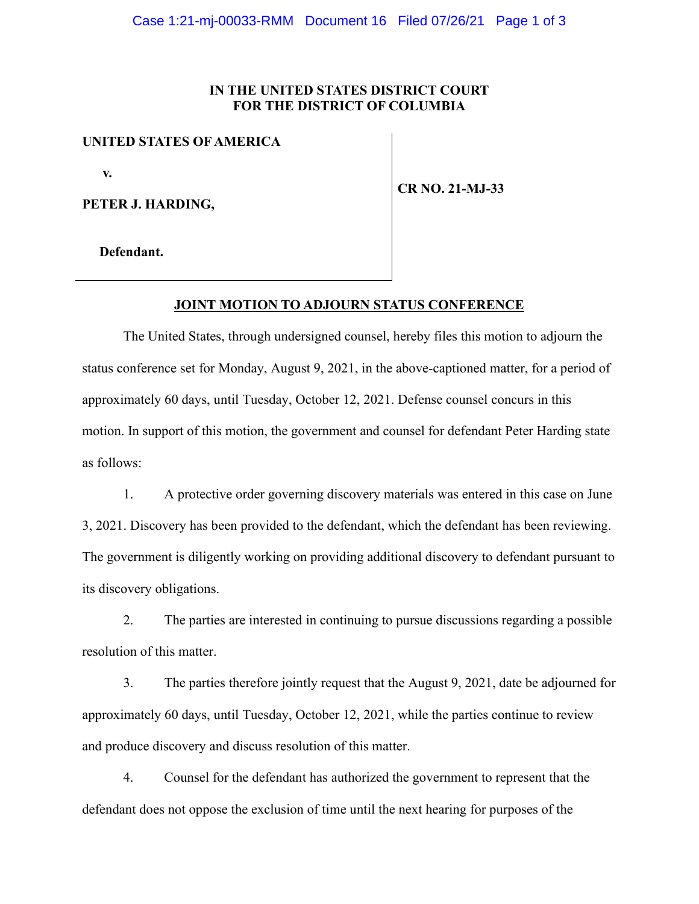**IN THE UNITED STATES DISTRICT COURT**
**FOR THE DISTRICT OF COLUMBIA**

| | |
|---|---|
| **UNITED STATES OF AMERICA** | |
| **v.** | **CR NO. 21-MJ-33** |
| **PETER J. HARDING,** | |
| **Defendant.** | |

**JOINT MOTION TO ADJOURN STATUS CONFERENCE**

The United States, through undersigned counsel, hereby files this motion to adjourn the status conference set for Monday, August 9, 2021, in the above-captioned matter, for a period of approximately 60 days, until Tuesday, October 12, 2021. Defense counsel concurs in this motion. In support of this motion, the government and counsel for defendant Peter Harding state as follows:

1. A protective order governing discovery materials was entered in this case on June 3, 2021. Discovery has been provided to the defendant, which the defendant has been reviewing. The government is diligently working on providing additional discovery to defendant pursuant to its discovery obligations.

2. The parties are interested in continuing to pursue discussions regarding a possible resolution of this matter.

3. The parties therefore jointly request that the August 9, 2021, date be adjourned for approximately 60 days, until Tuesday, October 12, 2021, while the parties continue to review and produce discovery and discuss resolution of this matter.

4. Counsel for the defendant has authorized the government to represent that the defendant does not oppose the exclusion of time until the next hearing for purposes of the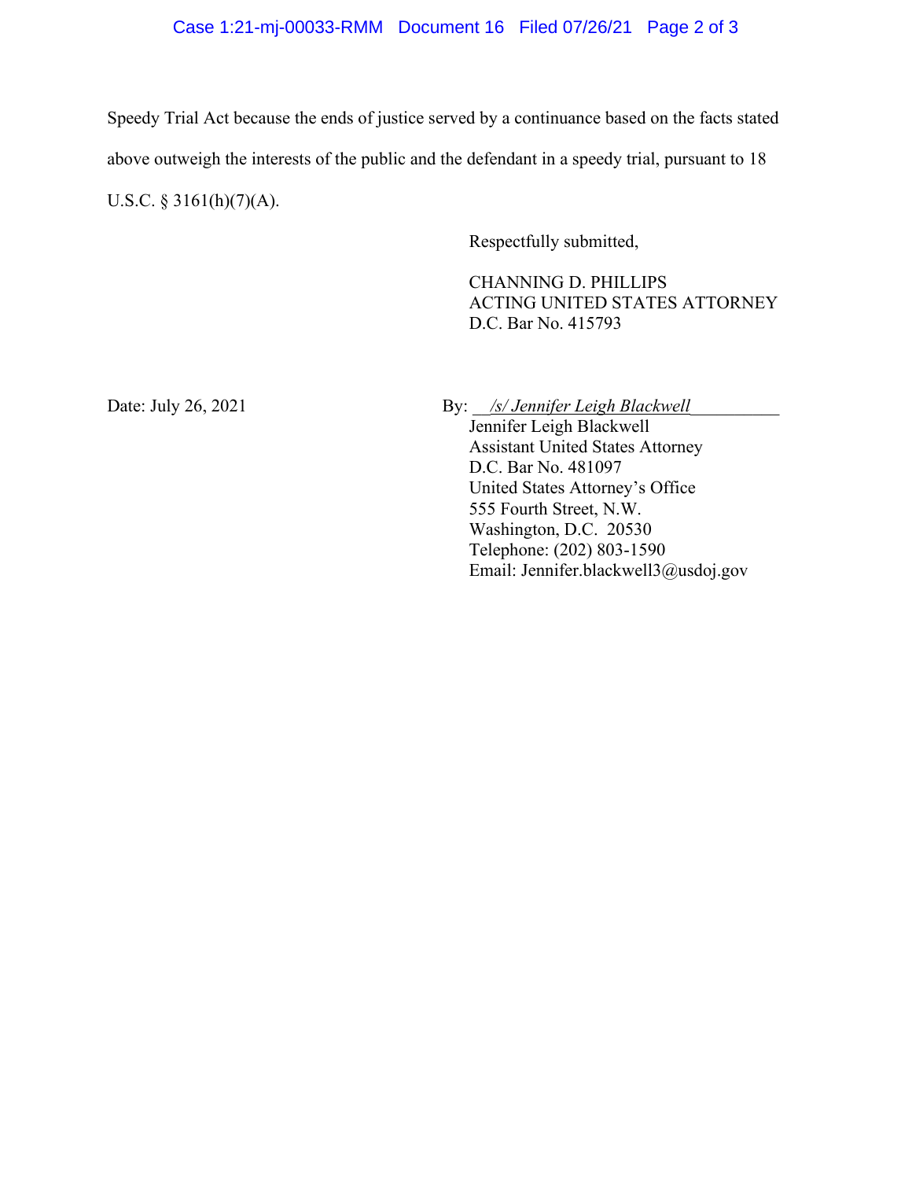Speedy Trial Act because the ends of justice served by a continuance based on the facts stated above outweigh the interests of the public and the defendant in a speedy trial, pursuant to 18 U.S.C. § 3161(h)(7)(A).

Respectfully submitted,

CHANNING D. PHILLIPS
ACTING UNITED STATES ATTORNEY
D.C. Bar No. 415793

Date: July 26, 2021

By: *_/s/ Jennifer Leigh Blackwell_*
Jennifer Leigh Blackwell
Assistant United States Attorney
D.C. Bar No. 481097
United States Attorney's Office
555 Fourth Street, N.W.
Washington, D.C. 20530
Telephone: (202) 803-1590
Email: Jennifer.blackwell3@usdoj.gov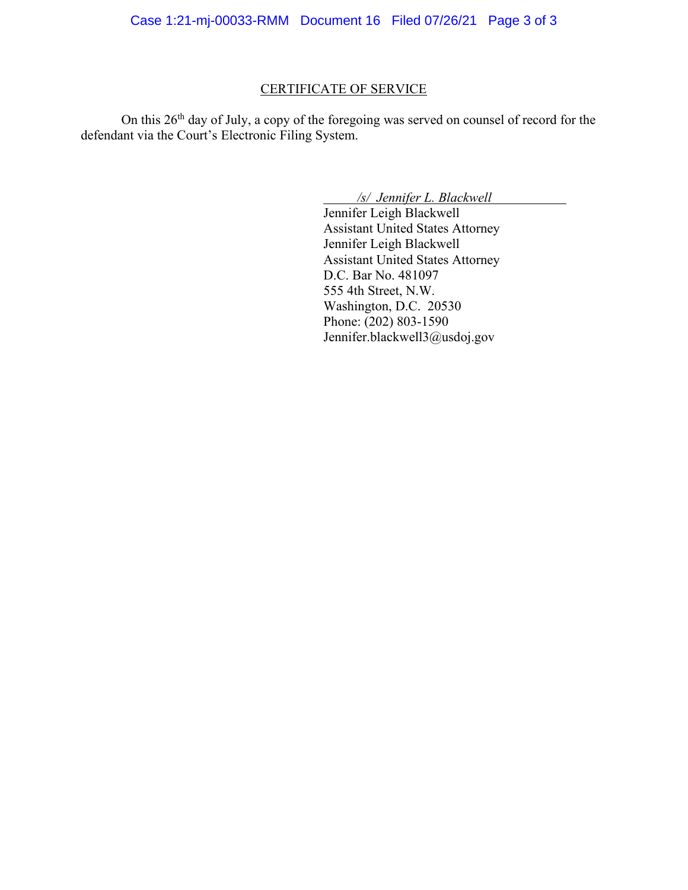CERTIFICATE OF SERVICE

On this 26th day of July, a copy of the foregoing was served on counsel of record for the defendant via the Court's Electronic Filing System.

*/s/ Jennifer L. Blackwell*
Jennifer Leigh Blackwell
Assistant United States Attorney
Jennifer Leigh Blackwell
Assistant United States Attorney
D.C. Bar No. 481097
555 4th Street, N.W.
Washington, D.C. 20530
Phone: (202) 803-1590
Jennifer.blackwell3@usdoj.gov